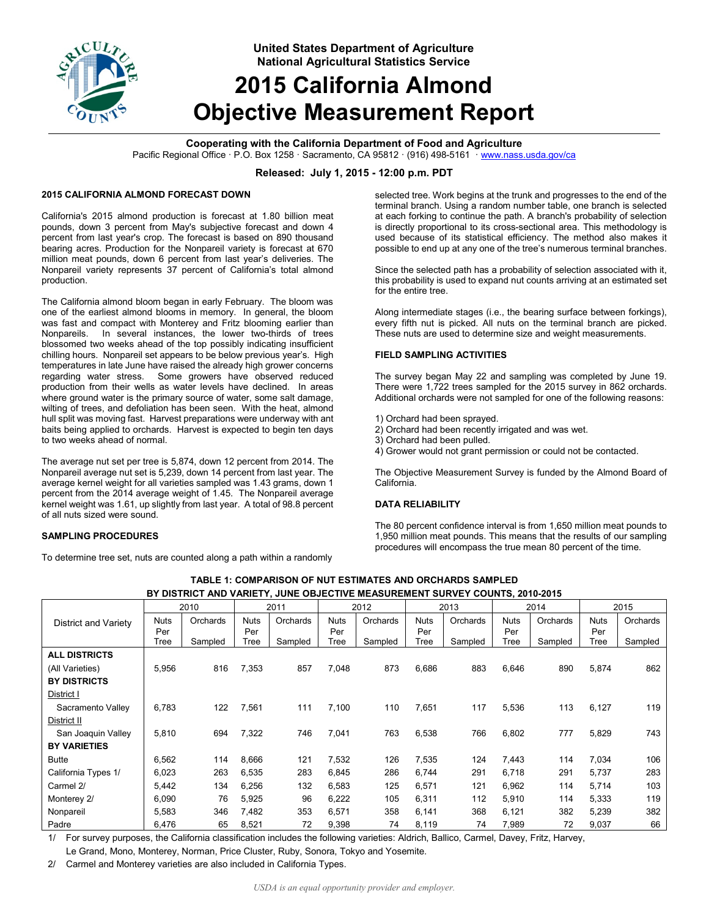United States Department of Agriculture
National Agricultural Statistics Service

# 2015 California Almond Objective Measurement Report

**Cooperating with the California Department of Food and Agriculture**
Pacific Regional Office · P.O. Box 1258 · Sacramento, CA 95812 · (916) 498-5161 · www.nass.usda.gov/ca

**Released: July 1, 2015 - 12:00 p.m. PDT**

### 2015 CALIFORNIA ALMOND FORECAST DOWN

California's 2015 almond production is forecast at 1.80 billion meat pounds, down 3 percent from May's subjective forecast and down 4 percent from last year's crop. The forecast is based on 890 thousand bearing acres. Production for the Nonpareil variety is forecast at 670 million meat pounds, down 6 percent from last year's deliveries. The Nonpareil variety represents 37 percent of California's total almond production.

The California almond bloom began in early February. The bloom was one of the earliest almond blooms in memory. In general, the bloom was fast and compact with Monterey and Fritz blooming earlier than Nonpareils. In several instances, the lower two-thirds of trees blossomed two weeks ahead of the top possibly indicating insufficient chilling hours. Nonpareil set appears to be below previous year's. High temperatures in late June have raised the already high grower concerns regarding water stress. Some growers have observed reduced production from their wells as water levels have declined. In areas where ground water is the primary source of water, some salt damage, wilting of trees, and defoliation has been seen. With the heat, almond hull split was moving fast. Harvest preparations were underway with ant baits being applied to orchards. Harvest is expected to begin ten days to two weeks ahead of normal.

The average nut set per tree is 5,874, down 12 percent from 2014. The Nonpareil average nut set is 5,239, down 14 percent from last year. The average kernel weight for all varieties sampled was 1.43 grams, down 1 percent from the 2014 average weight of 1.45. The Nonpareil average kernel weight was 1.61, up slightly from last year. A total of 98.8 percent of all nuts sized were sound.

### SAMPLING PROCEDURES

To determine tree set, nuts are counted along a path within a randomly selected tree. Work begins at the trunk and progresses to the end of the terminal branch. Using a random number table, one branch is selected at each forking to continue the path. A branch's probability of selection is directly proportional to its cross-sectional area. This methodology is used because of its statistical efficiency. The method also makes it possible to end up at any one of the tree's numerous terminal branches.

Since the selected path has a probability of selection associated with it, this probability is used to expand nut counts arriving at an estimated set for the entire tree.

Along intermediate stages (i.e., the bearing surface between forkings), every fifth nut is picked. All nuts on the terminal branch are picked. These nuts are used to determine size and weight measurements.

### FIELD SAMPLING ACTIVITIES

The survey began May 22 and sampling was completed by June 19. There were 1,722 trees sampled for the 2015 survey in 862 orchards. Additional orchards were not sampled for one of the following reasons:

1) Orchard had been sprayed.
2) Orchard had been recently irrigated and was wet.
3) Orchard had been pulled.
4) Grower would not grant permission or could not be contacted.

The Objective Measurement Survey is funded by the Almond Board of California.

### DATA RELIABILITY

The 80 percent confidence interval is from 1,650 million meat pounds to 1,950 million meat pounds. This means that the results of our sampling procedures will encompass the true mean 80 percent of the time.

**TABLE 1: COMPARISON OF NUT ESTIMATES AND ORCHARDS SAMPLED BY DISTRICT AND VARIETY, JUNE OBJECTIVE MEASUREMENT SURVEY COUNTS, 2010-2015**

| District and Variety | 2010 | | 2011 | | 2012 | | 2013 | | 2014 | | 2015 | |
|---|---|---|---|---|---|---|---|---|---|---|---|---|
| | Nuts Per Tree | Orchards Sampled | Nuts Per Tree | Orchards Sampled | Nuts Per Tree | Orchards Sampled | Nuts Per Tree | Orchards Sampled | Nuts Per Tree | Orchards Sampled | Nuts Per Tree | Orchards Sampled |
| **ALL DISTRICTS** | | | | | | | | | | | | |
| (All Varieties) | 5,956 | 816 | 7,353 | 857 | 7,048 | 873 | 6,686 | 883 | 6,646 | 890 | 5,874 | 862 |
| **BY DISTRICTS** | | | | | | | | | | | | |
| District I | | | | | | | | | | | | |
| Sacramento Valley | 6,783 | 122 | 7,561 | 111 | 7,100 | 110 | 7,651 | 117 | 5,536 | 113 | 6,127 | 119 |
| District II | | | | | | | | | | | | |
| San Joaquin Valley | 5,810 | 694 | 7,322 | 746 | 7,041 | 763 | 6,538 | 766 | 6,802 | 777 | 5,829 | 743 |
| **BY VARIETIES** | | | | | | | | | | | | |
| Butte | 6,562 | 114 | 8,666 | 121 | 7,532 | 126 | 7,535 | 124 | 7,443 | 114 | 7,034 | 106 |
| California Types 1/ | 6,023 | 263 | 6,535 | 283 | 6,845 | 286 | 6,744 | 291 | 6,718 | 291 | 5,737 | 283 |
| Carmel 2/ | 5,442 | 134 | 6,256 | 132 | 6,583 | 125 | 6,571 | 121 | 6,962 | 114 | 5,714 | 103 |
| Monterey 2/ | 6,090 | 76 | 5,925 | 96 | 6,222 | 105 | 6,311 | 112 | 5,910 | 114 | 5,333 | 119 |
| Nonpareil | 5,583 | 346 | 7,482 | 353 | 6,571 | 358 | 6,141 | 368 | 6,121 | 382 | 5,239 | 382 |
| Padre | 6,476 | 65 | 8,521 | 72 | 9,398 | 74 | 8,119 | 74 | 7,989 | 72 | 9,037 | 66 |

1/ For survey purposes, the California classification includes the following varieties: Aldrich, Ballico, Carmel, Davey, Fritz, Harvey, Le Grand, Mono, Monterey, Norman, Price Cluster, Ruby, Sonora, Tokyo and Yosemite.

2/ Carmel and Monterey varieties are also included in California Types.

*USDA is an equal opportunity provider and employer.*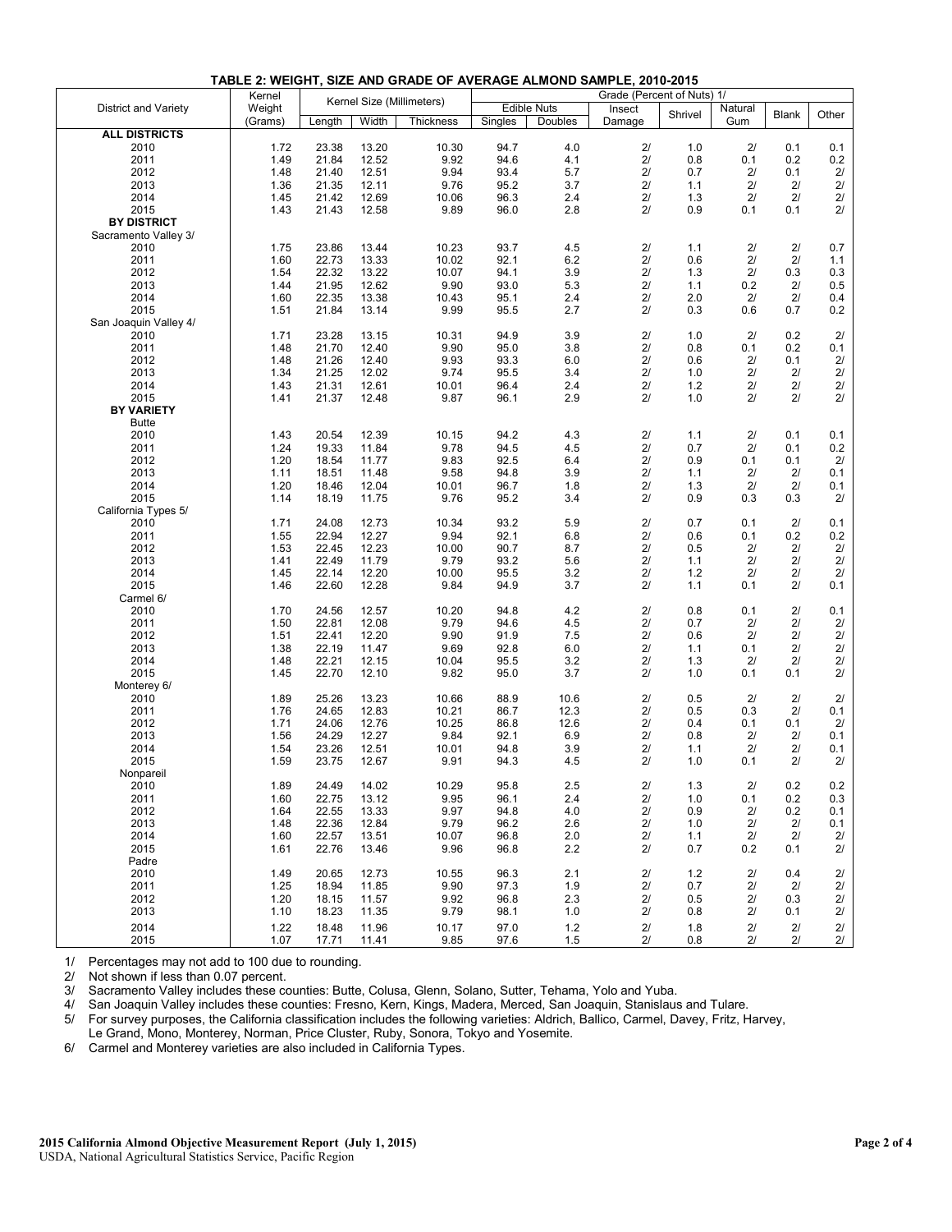**TABLE 2: WEIGHT, SIZE AND GRADE OF AVERAGE ALMOND SAMPLE, 2010-2015**

| District and Variety | Kernel Weight (Grams) | Kernel Size (Millimeters) | | | Grade (Percent of Nuts) 1/ | | | | | | |
|---|---|---|---|---|---|---|---|---|---|---|---|
| | | Length | Width | Thickness | Edible Nuts Singles | Edible Nuts Doubles | Insect Damage | Shrivel | Natural Gum | Blank | Other |
| **ALL DISTRICTS** | | | | | | | | | | | |
| 2010 | 1.72 | 23.38 | 13.20 | 10.30 | 94.7 | 4.0 | 2/ | 1.0 | 2/ | 0.1 | 0.1 |
| 2011 | 1.49 | 21.84 | 12.52 | 9.92 | 94.6 | 4.1 | 2/ | 0.8 | 0.1 | 0.2 | 0.2 |
| 2012 | 1.48 | 21.40 | 12.51 | 9.94 | 93.4 | 5.7 | 2/ | 0.7 | 2/ | 0.1 | 2/ |
| 2013 | 1.36 | 21.35 | 12.11 | 9.76 | 95.2 | 3.7 | 2/ | 1.1 | 2/ | 2/ | 2/ |
| 2014 | 1.45 | 21.42 | 12.69 | 10.06 | 96.3 | 2.4 | 2/ | 1.3 | 2/ | 2/ | 2/ |
| 2015 | 1.43 | 21.43 | 12.58 | 9.89 | 96.0 | 2.8 | 2/ | 0.9 | 0.1 | 0.1 | 2/ |
| **BY DISTRICT** | | | | | | | | | | | |
| Sacramento Valley 3/ | | | | | | | | | | | |
| 2010 | 1.75 | 23.86 | 13.44 | 10.23 | 93.7 | 4.5 | 2/ | 1.1 | 2/ | 2/ | 0.7 |
| 2011 | 1.60 | 22.73 | 13.33 | 10.02 | 92.1 | 6.2 | 2/ | 0.6 | 2/ | 2/ | 1.1 |
| 2012 | 1.54 | 22.32 | 13.22 | 10.07 | 94.1 | 3.9 | 2/ | 1.3 | 2/ | 0.3 | 0.3 |
| 2013 | 1.44 | 21.95 | 12.62 | 9.90 | 93.0 | 5.3 | 2/ | 1.1 | 0.2 | 2/ | 0.5 |
| 2014 | 1.60 | 22.35 | 13.38 | 10.43 | 95.1 | 2.4 | 2/ | 2.0 | 2/ | 2/ | 0.4 |
| 2015 | 1.51 | 21.84 | 13.14 | 9.99 | 95.5 | 2.7 | 2/ | 0.3 | 0.6 | 0.7 | 0.2 |
| San Joaquin Valley 4/ | | | | | | | | | | | |
| 2010 | 1.71 | 23.28 | 13.15 | 10.31 | 94.9 | 3.9 | 2/ | 1.0 | 2/ | 0.2 | 2/ |
| 2011 | 1.48 | 21.70 | 12.40 | 9.90 | 95.0 | 3.8 | 2/ | 0.8 | 0.1 | 0.2 | 0.1 |
| 2012 | 1.48 | 21.26 | 12.40 | 9.93 | 93.3 | 6.0 | 2/ | 0.6 | 2/ | 0.1 | 2/ |
| 2013 | 1.34 | 21.25 | 12.02 | 9.74 | 95.5 | 3.4 | 2/ | 1.0 | 2/ | 2/ | 2/ |
| 2014 | 1.43 | 21.31 | 12.61 | 10.01 | 96.4 | 2.4 | 2/ | 1.2 | 2/ | 2/ | 2/ |
| 2015 | 1.41 | 21.37 | 12.48 | 9.87 | 96.1 | 2.9 | 2/ | 1.0 | 2/ | 2/ | 2/ |
| **BY VARIETY** | | | | | | | | | | | |
| Butte | | | | | | | | | | | |
| 2010 | 1.43 | 20.54 | 12.39 | 10.15 | 94.2 | 4.3 | 2/ | 1.1 | 2/ | 0.1 | 0.1 |
| 2011 | 1.24 | 19.33 | 11.84 | 9.78 | 94.5 | 4.5 | 2/ | 0.7 | 2/ | 0.1 | 0.2 |
| 2012 | 1.20 | 18.54 | 11.77 | 9.83 | 92.5 | 6.4 | 2/ | 0.9 | 0.1 | 0.1 | 2/ |
| 2013 | 1.11 | 18.51 | 11.48 | 9.58 | 94.8 | 3.9 | 2/ | 1.1 | 2/ | 2/ | 0.1 |
| 2014 | 1.20 | 18.46 | 12.04 | 10.01 | 96.7 | 1.8 | 2/ | 1.3 | 2/ | 2/ | 0.1 |
| 2015 | 1.14 | 18.19 | 11.75 | 9.76 | 95.2 | 3.4 | 2/ | 0.9 | 0.3 | 0.3 | 2/ |
| California Types 5/ | | | | | | | | | | | |
| 2010 | 1.71 | 24.08 | 12.73 | 10.34 | 93.2 | 5.9 | 2/ | 0.7 | 0.1 | 2/ | 0.1 |
| 2011 | 1.55 | 22.94 | 12.27 | 9.94 | 92.1 | 6.8 | 2/ | 0.6 | 0.1 | 0.2 | 0.2 |
| 2012 | 1.53 | 22.45 | 12.23 | 10.00 | 90.7 | 8.7 | 2/ | 0.5 | 2/ | 2/ | 2/ |
| 2013 | 1.41 | 22.49 | 11.79 | 9.79 | 93.2 | 5.6 | 2/ | 1.1 | 2/ | 2/ | 2/ |
| 2014 | 1.45 | 22.14 | 12.20 | 10.00 | 95.5 | 3.2 | 2/ | 1.2 | 2/ | 2/ | 2/ |
| 2015 | 1.46 | 22.60 | 12.28 | 9.84 | 94.9 | 3.7 | 2/ | 1.1 | 0.1 | 2/ | 0.1 |
| Carmel 6/ | | | | | | | | | | | |
| 2010 | 1.70 | 24.56 | 12.57 | 10.20 | 94.8 | 4.2 | 2/ | 0.8 | 0.1 | 2/ | 0.1 |
| 2011 | 1.50 | 22.81 | 12.08 | 9.79 | 94.6 | 4.5 | 2/ | 0.7 | 2/ | 2/ | 2/ |
| 2012 | 1.51 | 22.41 | 12.20 | 9.90 | 91.9 | 7.5 | 2/ | 0.6 | 2/ | 2/ | 2/ |
| 2013 | 1.38 | 22.19 | 11.47 | 9.69 | 92.8 | 6.0 | 2/ | 1.1 | 0.1 | 2/ | 2/ |
| 2014 | 1.48 | 22.21 | 12.15 | 10.04 | 95.5 | 3.2 | 2/ | 1.3 | 2/ | 2/ | 2/ |
| 2015 | 1.45 | 22.70 | 12.10 | 9.82 | 95.0 | 3.7 | 2/ | 1.0 | 0.1 | 0.1 | 2/ |
| Monterey 6/ | | | | | | | | | | | |
| 2010 | 1.89 | 25.26 | 13.23 | 10.66 | 88.9 | 10.6 | 2/ | 0.5 | 2/ | 2/ | 2/ |
| 2011 | 1.76 | 24.65 | 12.83 | 10.21 | 86.7 | 12.3 | 2/ | 0.5 | 0.3 | 2/ | 0.1 |
| 2012 | 1.71 | 24.06 | 12.76 | 10.25 | 86.8 | 12.6 | 2/ | 0.4 | 0.1 | 0.1 | 2/ |
| 2013 | 1.56 | 24.29 | 12.27 | 9.84 | 92.1 | 6.9 | 2/ | 0.8 | 2/ | 2/ | 0.1 |
| 2014 | 1.54 | 23.26 | 12.51 | 10.01 | 94.8 | 3.9 | 2/ | 1.1 | 2/ | 2/ | 0.1 |
| 2015 | 1.59 | 23.75 | 12.67 | 9.91 | 94.3 | 4.5 | 2/ | 1.0 | 0.1 | 2/ | 2/ |
| Nonpareil | | | | | | | | | | | |
| 2010 | 1.89 | 24.49 | 14.02 | 10.29 | 95.8 | 2.5 | 2/ | 1.3 | 2/ | 0.2 | 0.2 |
| 2011 | 1.60 | 22.75 | 13.12 | 9.95 | 96.1 | 2.4 | 2/ | 1.0 | 0.1 | 0.2 | 0.3 |
| 2012 | 1.64 | 22.55 | 13.33 | 9.97 | 94.8 | 4.0 | 2/ | 0.9 | 2/ | 0.2 | 0.1 |
| 2013 | 1.48 | 22.36 | 12.84 | 9.79 | 96.2 | 2.6 | 2/ | 1.0 | 2/ | 2/ | 0.1 |
| 2014 | 1.60 | 22.57 | 13.51 | 10.07 | 96.8 | 2.0 | 2/ | 1.1 | 2/ | 2/ | 2/ |
| 2015 | 1.61 | 22.76 | 13.46 | 9.96 | 96.8 | 2.2 | 2/ | 0.7 | 0.2 | 0.1 | 2/ |
| Padre | | | | | | | | | | | |
| 2010 | 1.49 | 20.65 | 12.73 | 10.55 | 96.3 | 2.1 | 2/ | 1.2 | 2/ | 0.4 | 2/ |
| 2011 | 1.25 | 18.94 | 11.85 | 9.90 | 97.3 | 1.9 | 2/ | 0.7 | 2/ | 2/ | 2/ |
| 2012 | 1.20 | 18.15 | 11.57 | 9.92 | 96.8 | 2.3 | 2/ | 0.5 | 2/ | 0.3 | 2/ |
| 2013 | 1.10 | 18.23 | 11.35 | 9.79 | 98.1 | 1.0 | 2/ | 0.8 | 2/ | 0.1 | 2/ |
| 2014 | 1.22 | 18.48 | 11.96 | 10.17 | 97.0 | 1.2 | 2/ | 1.8 | 2/ | 2/ | 2/ |
| 2015 | 1.07 | 17.71 | 11.41 | 9.85 | 97.6 | 1.5 | 2/ | 0.8 | 2/ | 2/ | 2/ |

1/ Percentages may not add to 100 due to rounding.
2/ Not shown if less than 0.07 percent.
3/ Sacramento Valley includes these counties: Butte, Colusa, Glenn, Solano, Sutter, Tehama, Yolo and Yuba.
4/ San Joaquin Valley includes these counties: Fresno, Kern, Kings, Madera, Merced, San Joaquin, Stanislaus and Tulare.
5/ For survey purposes, the California classification includes the following varieties: Aldrich, Ballico, Carmel, Davey, Fritz, Harvey, Le Grand, Mono, Monterey, Norman, Price Cluster, Ruby, Sonora, Tokyo and Yosemite.
6/ Carmel and Monterey varieties are also included in California Types.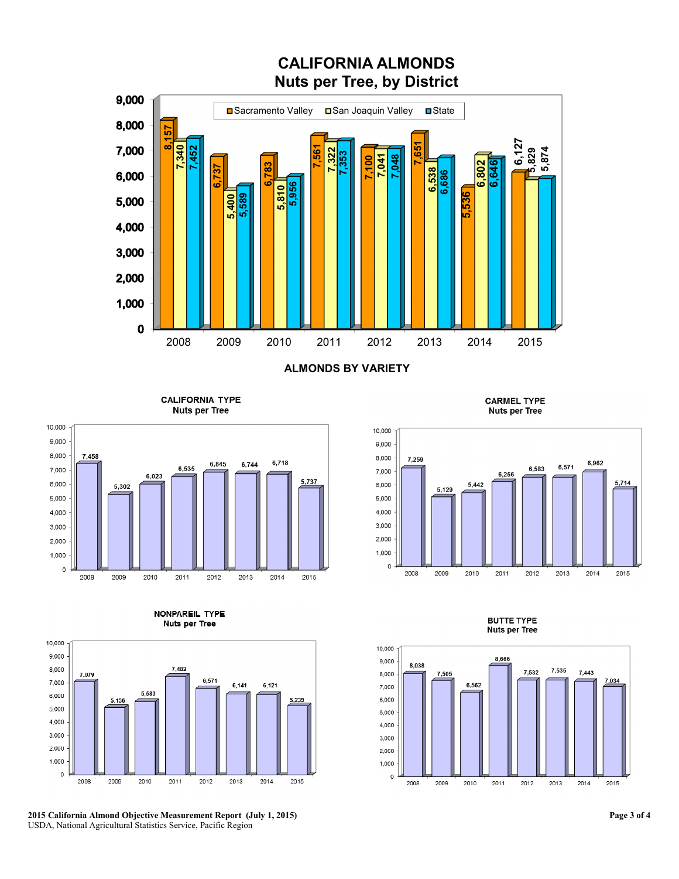# CALIFORNIA ALMONDS
## Nuts per Tree, by District

| Year | Sacramento Valley | San Joaquin Valley | State |
|---|---|---|---|
| 2008 | 8,157 | 7,340 | 7,452 |
| 2009 | 6,737 | 5,400 | 5,589 |
| 2010 | 6,783 | 5,810 | 5,956 |
| 2011 | 7,561 | 7,322 | 7,353 |
| 2012 | 7,100 | 7,041 | 7,048 |
| 2013 | 7,651 | 6,538 | 6,686 |
| 2014 | 5,536 | 6,802 | 6,646 |
| 2015 | 6,127 | 5,829 | 5,874 |

## ALMONDS BY VARIETY

### CALIFORNIA TYPE
Nuts per Tree

| 2008 | 2009 | 2010 | 2011 | 2012 | 2013 | 2014 | 2015 |
|---|---|---|---|---|---|---|---|
| 7,458 | 5,302 | 6,023 | 6,535 | 6,845 | 6,744 | 6,718 | 5,737 |

### CARMEL TYPE
Nuts per Tree

| 2008 | 2009 | 2010 | 2011 | 2012 | 2013 | 2014 | 2015 |
|---|---|---|---|---|---|---|---|
| 7,259 | 5,129 | 5,442 | 6,256 | 6,583 | 6,571 | 6,962 | 5,714 |

### NONPAREIL TYPE
Nuts per Tree

| 2008 | 2009 | 2010 | 2011 | 2012 | 2013 | 2014 | 2015 |
|---|---|---|---|---|---|---|---|
| 7,079 | 5,136 | 5,583 | 7,482 | 6,571 | 6,141 | 6,121 | 5,239 |

### BUTTE TYPE
Nuts per Tree

| 2008 | 2009 | 2010 | 2011 | 2012 | 2013 | 2014 | 2015 |
|---|---|---|---|---|---|---|---|
| 8,038 | 7,505 | 6,562 | 8,666 | 7,532 | 7,535 | 7,443 | 7,034 |

**2015 California Almond Objective Measurement Report (July 1, 2015)**
USDA, National Agricultural Statistics Service, Pacific Region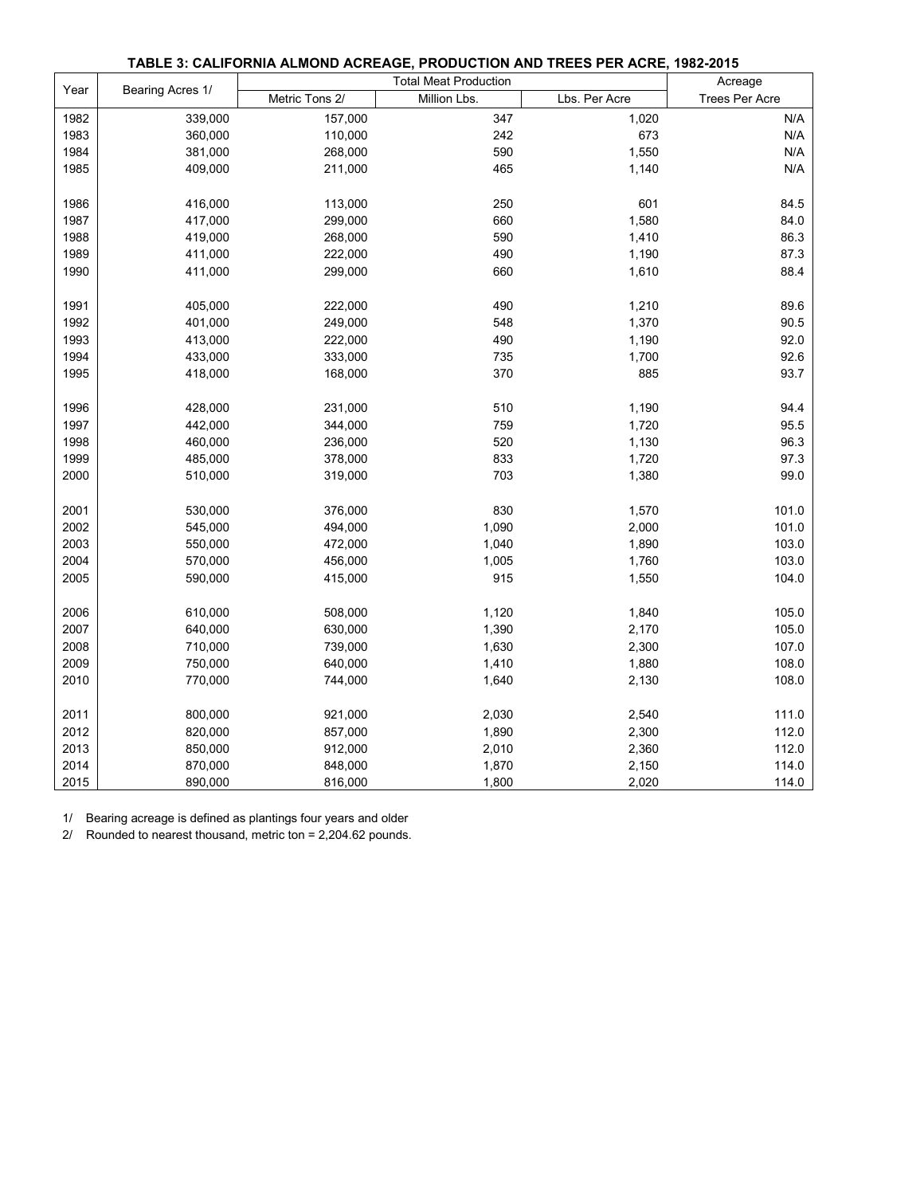**TABLE 3: CALIFORNIA ALMOND ACREAGE, PRODUCTION AND TREES PER ACRE, 1982-2015**

| Year | Bearing Acres 1/ | Total Meat Production | | | Acreage |
|---|---|---|---|---|---|
| | | Metric Tons 2/ | Million Lbs. | Lbs. Per Acre | Trees Per Acre |
| 1982 | 339,000 | 157,000 | 347 | 1,020 | N/A |
| 1983 | 360,000 | 110,000 | 242 | 673 | N/A |
| 1984 | 381,000 | 268,000 | 590 | 1,550 | N/A |
| 1985 | 409,000 | 211,000 | 465 | 1,140 | N/A |
| 1986 | 416,000 | 113,000 | 250 | 601 | 84.5 |
| 1987 | 417,000 | 299,000 | 660 | 1,580 | 84.0 |
| 1988 | 419,000 | 268,000 | 590 | 1,410 | 86.3 |
| 1989 | 411,000 | 222,000 | 490 | 1,190 | 87.3 |
| 1990 | 411,000 | 299,000 | 660 | 1,610 | 88.4 |
| 1991 | 405,000 | 222,000 | 490 | 1,210 | 89.6 |
| 1992 | 401,000 | 249,000 | 548 | 1,370 | 90.5 |
| 1993 | 413,000 | 222,000 | 490 | 1,190 | 92.0 |
| 1994 | 433,000 | 333,000 | 735 | 1,700 | 92.6 |
| 1995 | 418,000 | 168,000 | 370 | 885 | 93.7 |
| 1996 | 428,000 | 231,000 | 510 | 1,190 | 94.4 |
| 1997 | 442,000 | 344,000 | 759 | 1,720 | 95.5 |
| 1998 | 460,000 | 236,000 | 520 | 1,130 | 96.3 |
| 1999 | 485,000 | 378,000 | 833 | 1,720 | 97.3 |
| 2000 | 510,000 | 319,000 | 703 | 1,380 | 99.0 |
| 2001 | 530,000 | 376,000 | 830 | 1,570 | 101.0 |
| 2002 | 545,000 | 494,000 | 1,090 | 2,000 | 101.0 |
| 2003 | 550,000 | 472,000 | 1,040 | 1,890 | 103.0 |
| 2004 | 570,000 | 456,000 | 1,005 | 1,760 | 103.0 |
| 2005 | 590,000 | 415,000 | 915 | 1,550 | 104.0 |
| 2006 | 610,000 | 508,000 | 1,120 | 1,840 | 105.0 |
| 2007 | 640,000 | 630,000 | 1,390 | 2,170 | 105.0 |
| 2008 | 710,000 | 739,000 | 1,630 | 2,300 | 107.0 |
| 2009 | 750,000 | 640,000 | 1,410 | 1,880 | 108.0 |
| 2010 | 770,000 | 744,000 | 1,640 | 2,130 | 108.0 |
| 2011 | 800,000 | 921,000 | 2,030 | 2,540 | 111.0 |
| 2012 | 820,000 | 857,000 | 1,890 | 2,300 | 112.0 |
| 2013 | 850,000 | 912,000 | 2,010 | 2,360 | 112.0 |
| 2014 | 870,000 | 848,000 | 1,870 | 2,150 | 114.0 |
| 2015 | 890,000 | 816,000 | 1,800 | 2,020 | 114.0 |

1/ Bearing acreage is defined as plantings four years and older

2/ Rounded to nearest thousand, metric ton = 2,204.62 pounds.